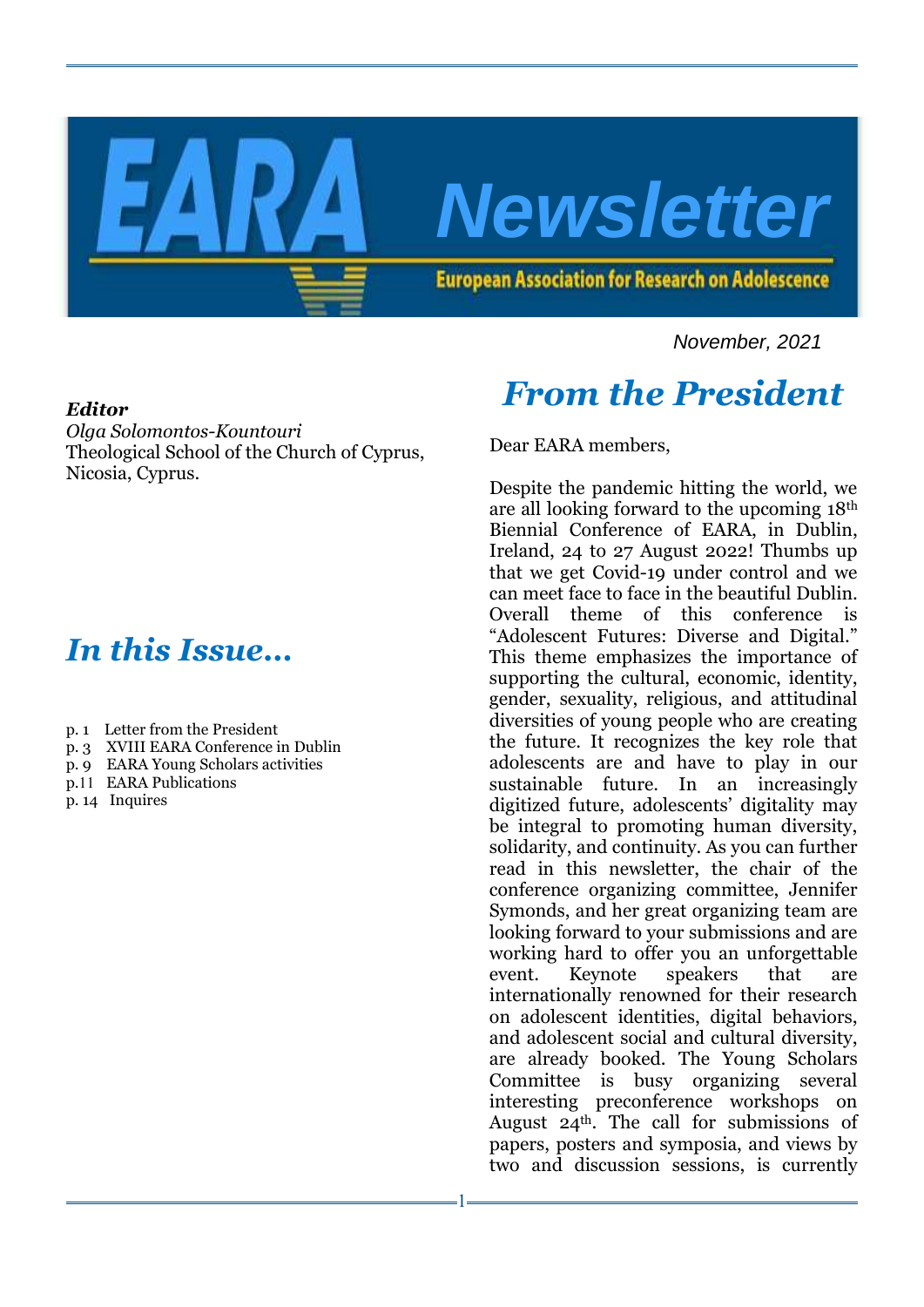# EARA Newsletter

European Association for Research on Adolescence

November, 2021

***Editor***

*Olga Solomontos-Kountouri*
Theological School of the Church of Cyprus, Nicosia, Cyprus.

## *In this Issue…*

- p. 1 Letter from the President
- p. 3 XVIII EARA Conference in Dublin
- p. 9 EARA Young Scholars activities
- p.11 EARA Publications
- p. 14 Inquires

## *From the President*

Dear EARA members,

Despite the pandemic hitting the world, we are all looking forward to the upcoming 18th Biennial Conference of EARA, in Dublin, Ireland, 24 to 27 August 2022! Thumbs up that we get Covid-19 under control and we can meet face to face in the beautiful Dublin. Overall theme of this conference is "Adolescent Futures: Diverse and Digital." This theme emphasizes the importance of supporting the cultural, economic, identity, gender, sexuality, religious, and attitudinal diversities of young people who are creating the future. It recognizes the key role that adolescents are and have to play in our sustainable future. In an increasingly digitized future, adolescents' digitality may be integral to promoting human diversity, solidarity, and continuity. As you can further read in this newsletter, the chair of the conference organizing committee, Jennifer Symonds, and her great organizing team are looking forward to your submissions and are working hard to offer you an unforgettable event. Keynote speakers that are internationally renowned for their research on adolescent identities, digital behaviors, and adolescent social and cultural diversity, are already booked. The Young Scholars Committee is busy organizing several interesting preconference workshops on August 24th. The call for submissions of papers, posters and symposia, and views by two and discussion sessions, is currently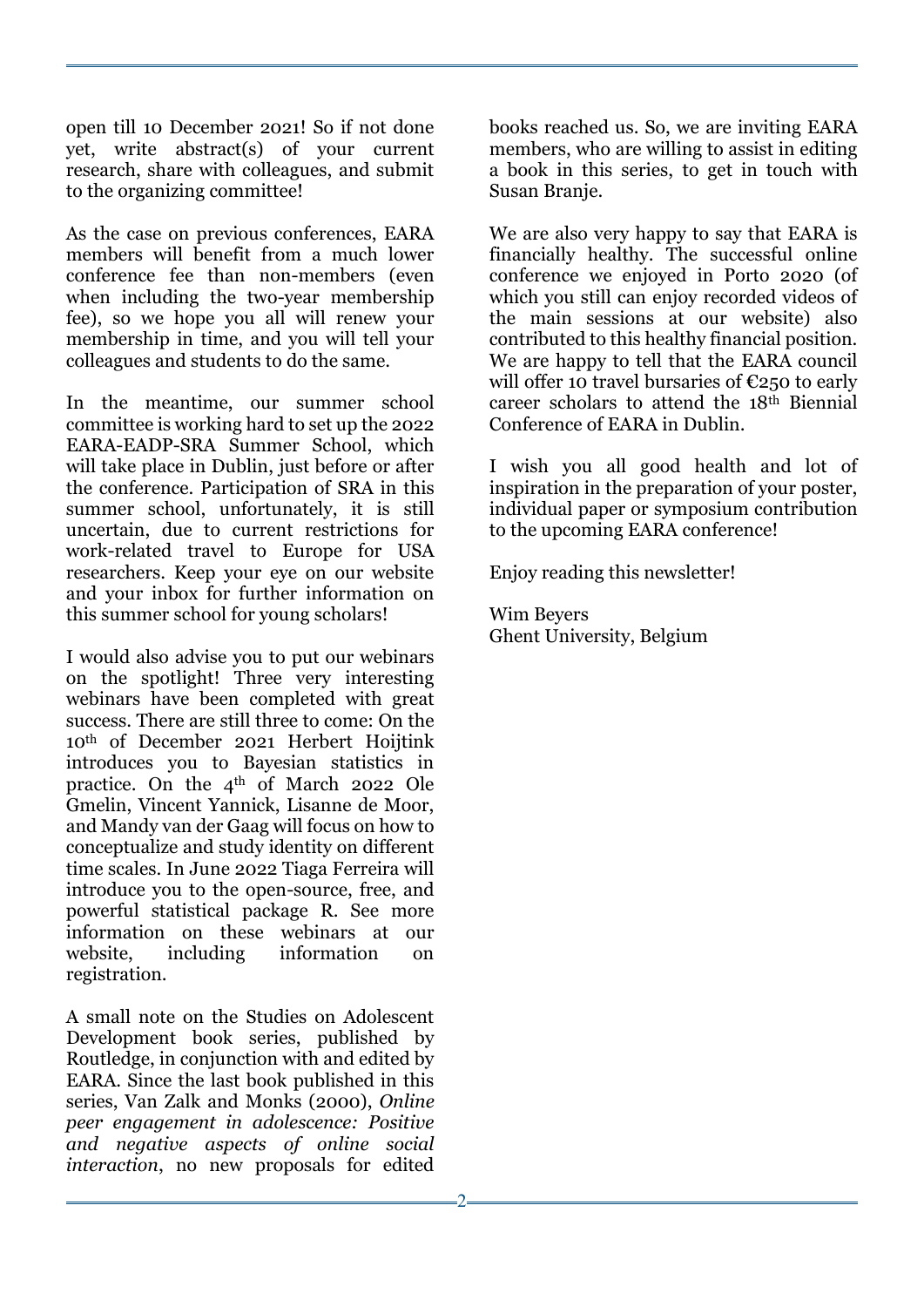open till 10 December 2021! So if not done yet, write abstract(s) of your current research, share with colleagues, and submit to the organizing committee!

As the case on previous conferences, EARA members will benefit from a much lower conference fee than non-members (even when including the two-year membership fee), so we hope you all will renew your membership in time, and you will tell your colleagues and students to do the same.

In the meantime, our summer school committee is working hard to set up the 2022 EARA-EADP-SRA Summer School, which will take place in Dublin, just before or after the conference. Participation of SRA in this summer school, unfortunately, it is still uncertain, due to current restrictions for work-related travel to Europe for USA researchers. Keep your eye on our website and your inbox for further information on this summer school for young scholars!

I would also advise you to put our webinars on the spotlight! Three very interesting webinars have been completed with great success. There are still three to come: On the 10th of December 2021 Herbert Hoijtink introduces you to Bayesian statistics in practice. On the 4th of March 2022 Ole Gmelin, Vincent Yannick, Lisanne de Moor, and Mandy van der Gaag will focus on how to conceptualize and study identity on different time scales. In June 2022 Tiaga Ferreira will introduce you to the open-source, free, and powerful statistical package R. See more information on these webinars at our website, including information on registration.

A small note on the Studies on Adolescent Development book series, published by Routledge, in conjunction with and edited by EARA. Since the last book published in this series, Van Zalk and Monks (2000), *Online peer engagement in adolescence: Positive and negative aspects of online social interaction*, no new proposals for edited books reached us. So, we are inviting EARA members, who are willing to assist in editing a book in this series, to get in touch with Susan Branje.

We are also very happy to say that EARA is financially healthy. The successful online conference we enjoyed in Porto 2020 (of which you still can enjoy recorded videos of the main sessions at our website) also contributed to this healthy financial position. We are happy to tell that the EARA council will offer 10 travel bursaries of €250 to early career scholars to attend the 18th Biennial Conference of EARA in Dublin.

I wish you all good health and lot of inspiration in the preparation of your poster, individual paper or symposium contribution to the upcoming EARA conference!

Enjoy reading this newsletter!

Wim Beyers
Ghent University, Belgium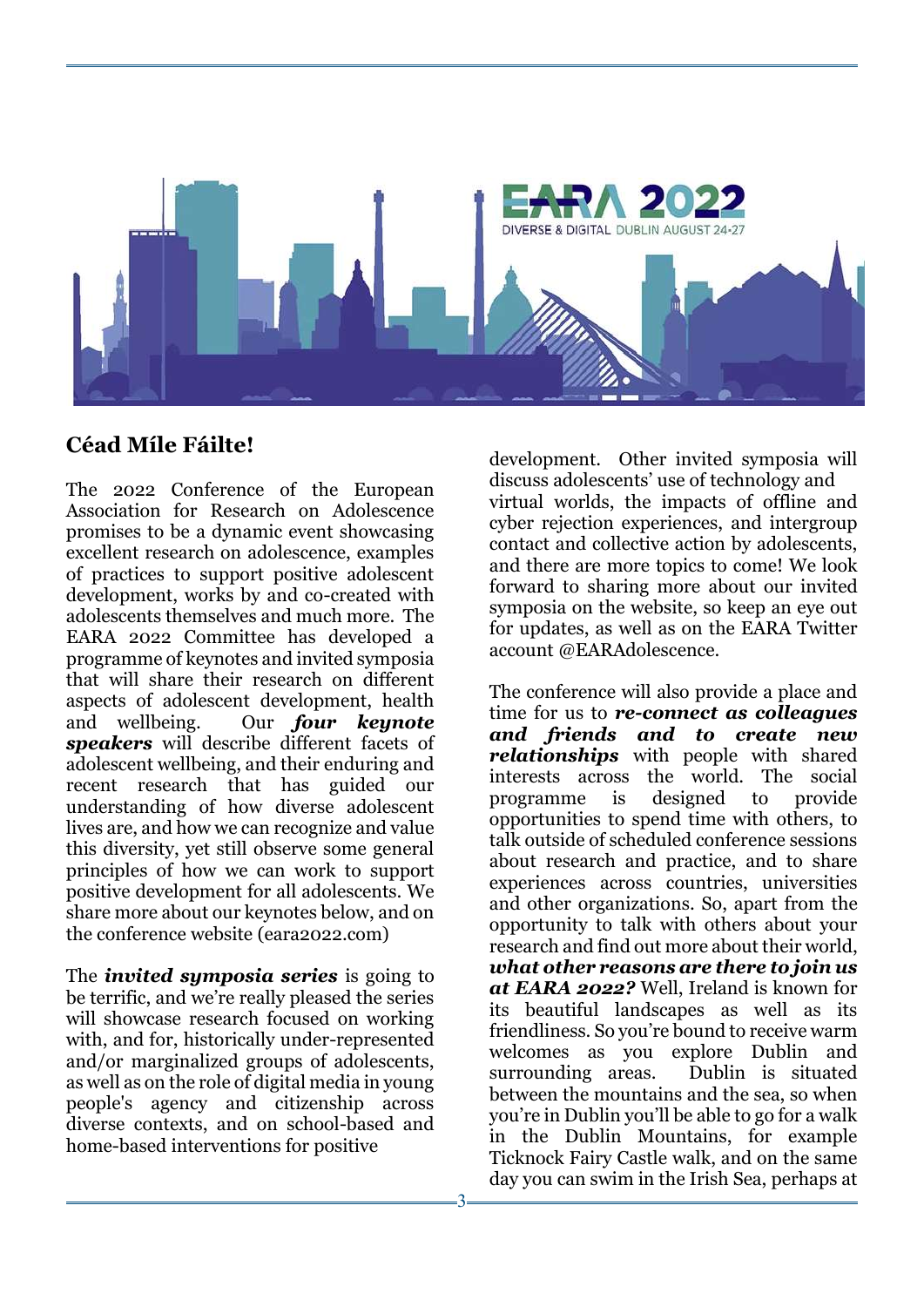## Céad Míle Fáilte!

The 2022 Conference of the European Association for Research on Adolescence promises to be a dynamic event showcasing excellent research on adolescence, examples of practices to support positive adolescent development, works by and co-created with adolescents themselves and much more. The EARA 2022 Committee has developed a programme of keynotes and invited symposia that will share their research on different aspects of adolescent development, health and wellbeing. Our ***four keynote speakers*** will describe different facets of adolescent wellbeing, and their enduring and recent research that has guided our understanding of how diverse adolescent lives are, and how we can recognize and value this diversity, yet still observe some general principles of how we can work to support positive development for all adolescents. We share more about our keynotes below, and on the conference website (eara2022.com)

The ***invited symposia series*** is going to be terrific, and we're really pleased the series will showcase research focused on working with, and for, historically under-represented and/or marginalized groups of adolescents, as well as on the role of digital media in young people's agency and citizenship across diverse contexts, and on school-based and home-based interventions for positive development. Other invited symposia will discuss adolescents' use of technology and virtual worlds, the impacts of offline and cyber rejection experiences, and intergroup contact and collective action by adolescents, and there are more topics to come! We look forward to sharing more about our invited symposia on the website, so keep an eye out for updates, as well as on the EARA Twitter account @EARAdolescence.

The conference will also provide a place and time for us to ***re-connect as colleagues and friends and to create new relationships*** with people with shared interests across the world. The social programme is designed to provide opportunities to spend time with others, to talk outside of scheduled conference sessions about research and practice, and to share experiences across countries, universities and other organizations. So, apart from the opportunity to talk with others about your research and find out more about their world, ***what other reasons are there to join us at EARA 2022?*** Well, Ireland is known for its beautiful landscapes as well as its friendliness. So you're bound to receive warm welcomes as you explore Dublin and surrounding areas. Dublin is situated between the mountains and the sea, so when you're in Dublin you'll be able to go for a walk in the Dublin Mountains, for example Ticknock Fairy Castle walk, and on the same day you can swim in the Irish Sea, perhaps at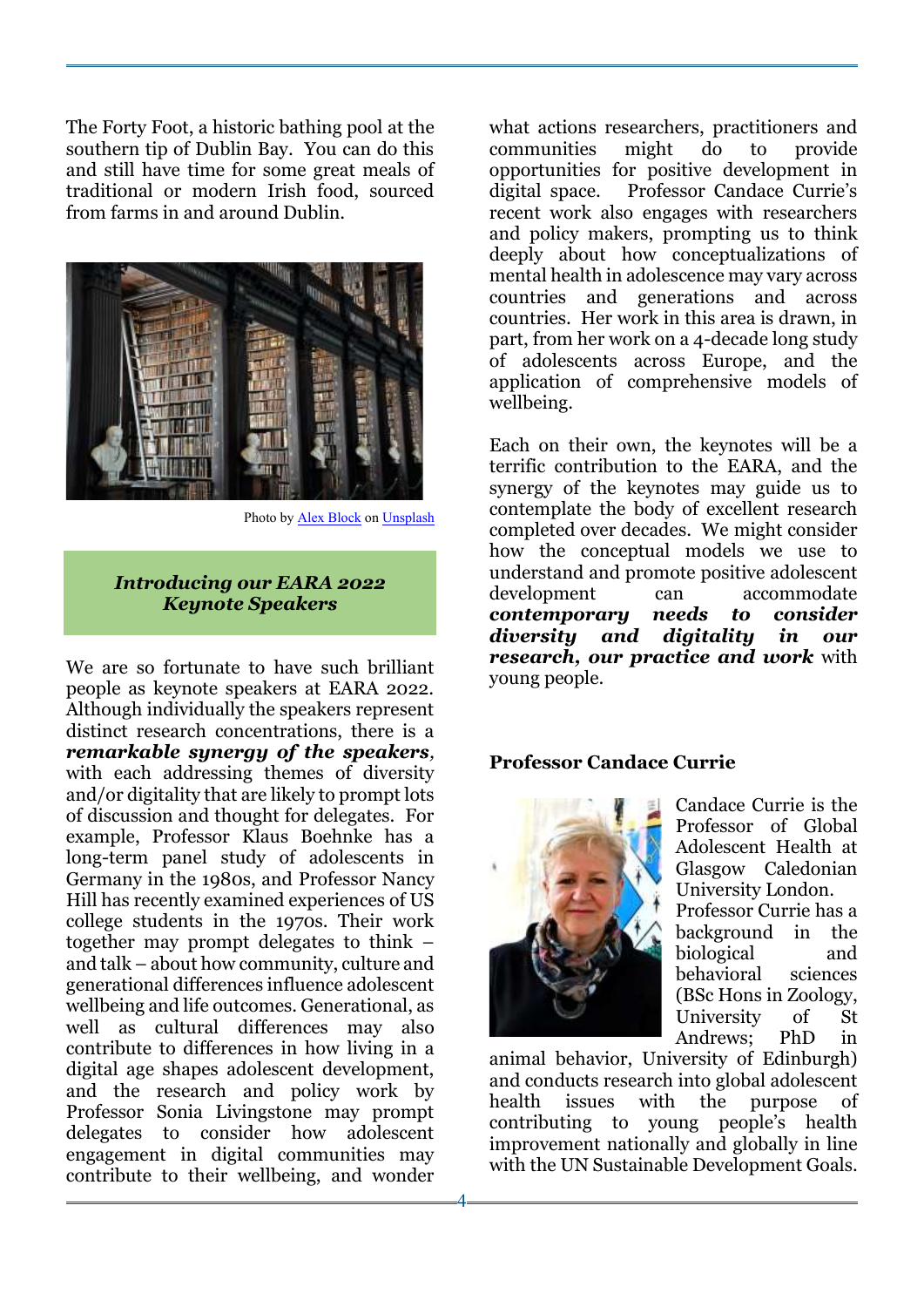The Forty Foot, a historic bathing pool at the southern tip of Dublin Bay. You can do this and still have time for some great meals of traditional or modern Irish food, sourced from farms in and around Dublin.

Photo by Alex Block on Unsplash

### *Introducing our EARA 2022 Keynote Speakers*

We are so fortunate to have such brilliant people as keynote speakers at EARA 2022. Although individually the speakers represent distinct research concentrations, there is a ***remarkable synergy of the speakers***, with each addressing themes of diversity and/or digitality that are likely to prompt lots of discussion and thought for delegates. For example, Professor Klaus Boehnke has a long-term panel study of adolescents in Germany in the 1980s, and Professor Nancy Hill has recently examined experiences of US college students in the 1970s. Their work together may prompt delegates to think – and talk – about how community, culture and generational differences influence adolescent wellbeing and life outcomes. Generational, as well as cultural differences may also contribute to differences in how living in a digital age shapes adolescent development, and the research and policy work by Professor Sonia Livingstone may prompt delegates to consider how adolescent engagement in digital communities may contribute to their wellbeing, and wonder what actions researchers, practitioners and communities might do to provide opportunities for positive development in digital space. Professor Candace Currie's recent work also engages with researchers and policy makers, prompting us to think deeply about how conceptualizations of mental health in adolescence may vary across countries and generations and across countries. Her work in this area is drawn, in part, from her work on a 4-decade long study of adolescents across Europe, and the application of comprehensive models of wellbeing.

Each on their own, the keynotes will be a terrific contribution to the EARA, and the synergy of the keynotes may guide us to contemplate the body of excellent research completed over decades. We might consider how the conceptual models we use to understand and promote positive adolescent development can accommodate ***contemporary needs to consider diversity and digitality in our research, our practice and work*** with young people.

### Professor Candace Currie

Candace Currie is the Professor of Global Adolescent Health at Glasgow Caledonian University London. Professor Currie has a background in the biological and behavioral sciences (BSc Hons in Zoology, University of St Andrews; PhD in animal behavior, University of Edinburgh) and conducts research into global adolescent health issues with the purpose of contributing to young people's health improvement nationally and globally in line with the UN Sustainable Development Goals.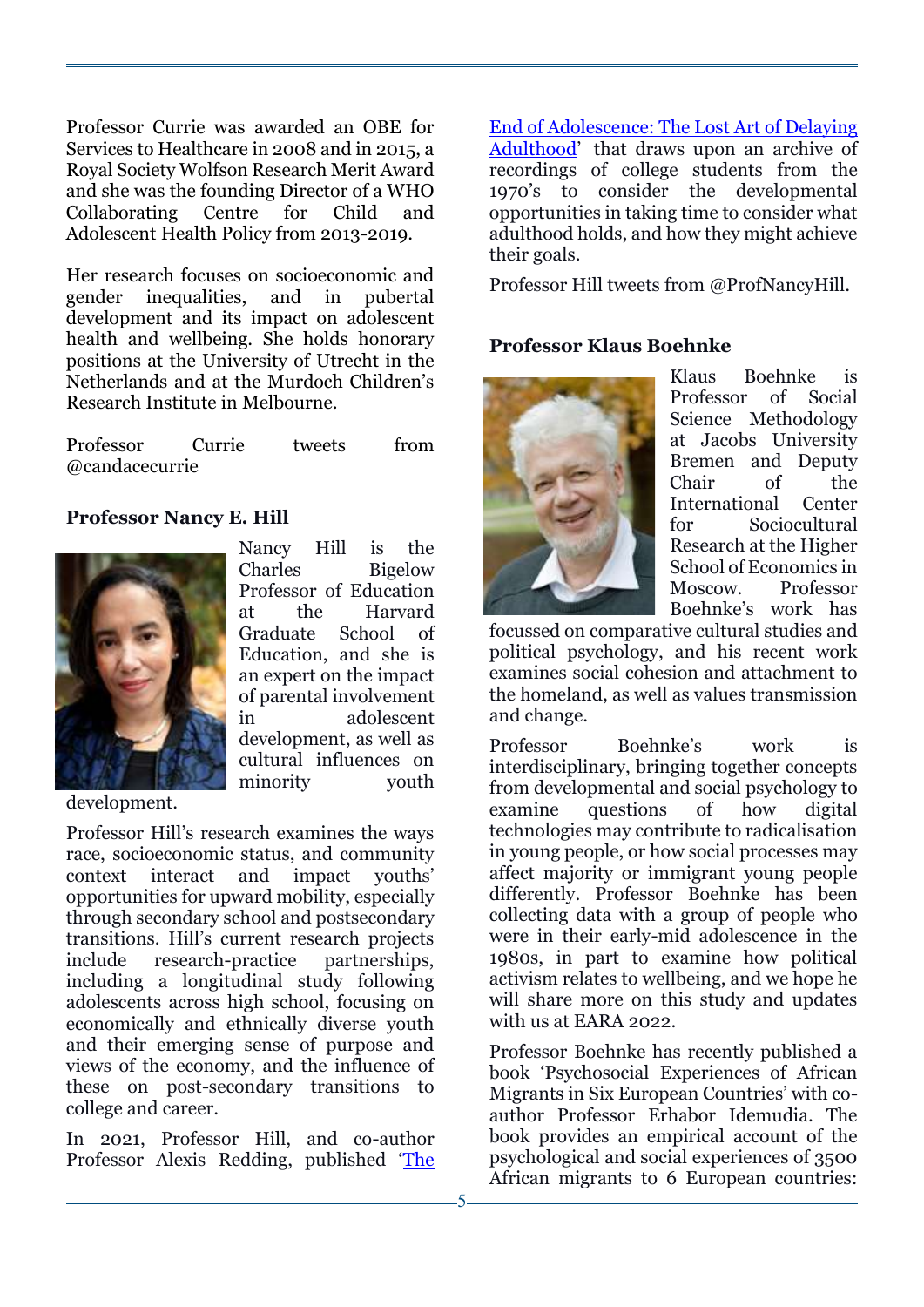Professor Currie was awarded an OBE for Services to Healthcare in 2008 and in 2015, a Royal Society Wolfson Research Merit Award and she was the founding Director of a WHO Collaborating Centre for Child and Adolescent Health Policy from 2013-2019.

Her research focuses on socioeconomic and gender inequalities, and in pubertal development and its impact on adolescent health and wellbeing. She holds honorary positions at the University of Utrecht in the Netherlands and at the Murdoch Children's Research Institute in Melbourne.

Professor Currie tweets from @candacecurrie

**Professor Nancy E. Hill**

Nancy Hill is the Charles Bigelow Professor of Education at the Harvard Graduate School of Education, and she is an expert on the impact of parental involvement in adolescent development, as well as cultural influences on minority youth development.

Professor Hill's research examines the ways race, socioeconomic status, and community context interact and impact youths' opportunities for upward mobility, especially through secondary school and postsecondary transitions. Hill's current research projects include research-practice partnerships, including a longitudinal study following adolescents across high school, focusing on economically and ethnically diverse youth and their emerging sense of purpose and views of the economy, and the influence of these on post-secondary transitions to college and career.

In 2021, Professor Hill, and co-author Professor Alexis Redding, published '[The End of Adolescence: The Lost Art of Delaying Adulthood]' that draws upon an archive of recordings of college students from the 1970's to consider the developmental opportunities in taking time to consider what adulthood holds, and how they might achieve their goals.

Professor Hill tweets from @ProfNancyHill.

**Professor Klaus Boehnke**

Klaus Boehnke is Professor of Social Science Methodology at Jacobs University Bremen and Deputy Chair of the International Center for Sociocultural Research at the Higher School of Economics in Moscow. Professor Boehnke's work has focussed on comparative cultural studies and political psychology, and his recent work examines social cohesion and attachment to the homeland, as well as values transmission and change.

Professor Boehnke's work is interdisciplinary, bringing together concepts from developmental and social psychology to examine questions of how digital technologies may contribute to radicalisation in young people, or how social processes may affect majority or immigrant young people differently. Professor Boehnke has been collecting data with a group of people who were in their early-mid adolescence in the 1980s, in part to examine how political activism relates to wellbeing, and we hope he will share more on this study and updates with us at EARA 2022.

Professor Boehnke has recently published a book 'Psychosocial Experiences of African Migrants in Six European Countries' with co-author Professor Erhabor Idemudia. The book provides an empirical account of the psychological and social experiences of 3500 African migrants to 6 European countries: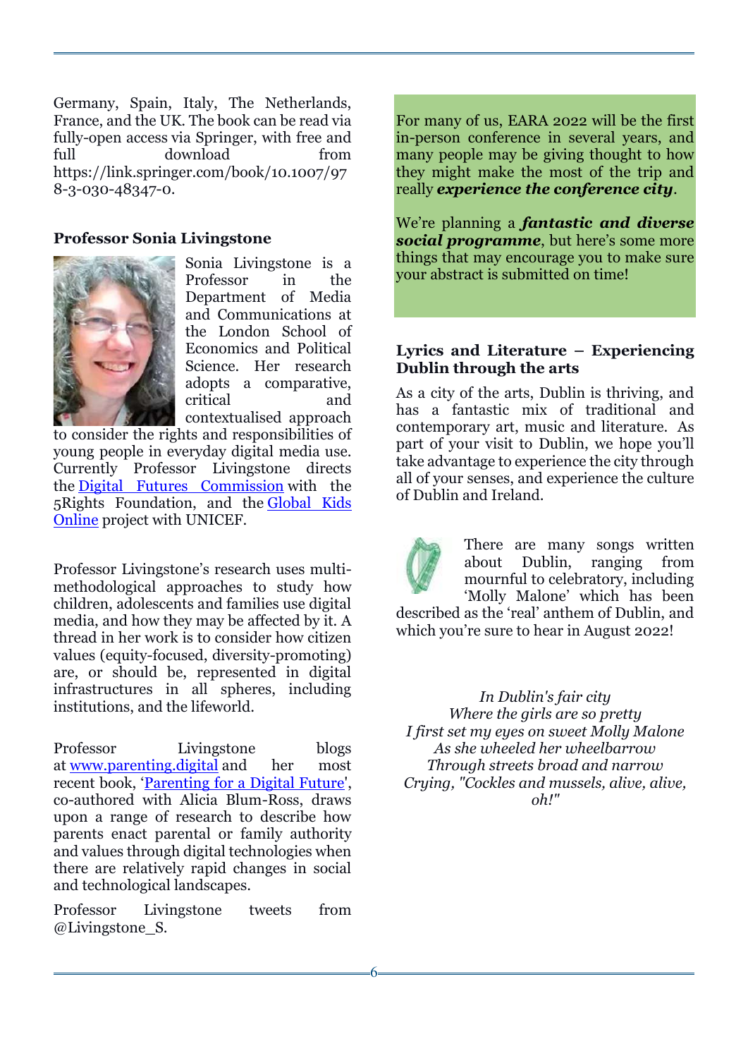Germany, Spain, Italy, The Netherlands, France, and the UK. The book can be read via fully-open access via Springer, with free and full download from https://link.springer.com/book/10.1007/978-3-030-48347-0.

### Professor Sonia Livingstone

Sonia Livingstone is a Professor in the Department of Media and Communications at the London School of Economics and Political Science. Her research adopts a comparative, critical and contextualised approach to consider the rights and responsibilities of young people in everyday digital media use. Currently Professor Livingstone directs the Digital Futures Commission with the 5Rights Foundation, and the Global Kids Online project with UNICEF.

Professor Livingstone's research uses multi-methodological approaches to study how children, adolescents and families use digital media, and how they may be affected by it. A thread in her work is to consider how citizen values (equity-focused, diversity-promoting) are, or should be, represented in digital infrastructures in all spheres, including institutions, and the lifeworld.

Professor Livingstone blogs at www.parenting.digital and her most recent book, 'Parenting for a Digital Future', co-authored with Alicia Blum-Ross, draws upon a range of research to describe how parents enact parental or family authority and values through digital technologies when there are relatively rapid changes in social and technological landscapes.

Professor Livingstone tweets from @Livingstone_S.

For many of us, EARA 2022 will be the first in-person conference in several years, and many people may be giving thought to how they might make the most of the trip and really ***experience the conference city***.

We're planning a ***fantastic and diverse social programme***, but here's some more things that may encourage you to make sure your abstract is submitted on time!

### Lyrics and Literature – Experiencing Dublin through the arts

As a city of the arts, Dublin is thriving, and has a fantastic mix of traditional and contemporary art, music and literature. As part of your visit to Dublin, we hope you'll take advantage to experience the city through all of your senses, and experience the culture of Dublin and Ireland.

There are many songs written about Dublin, ranging from mournful to celebratory, including 'Molly Malone' which has been described as the 'real' anthem of Dublin, and which you're sure to hear in August 2022!

*In Dublin's fair city*
*Where the girls are so pretty*
*I first set my eyes on sweet Molly Malone*
*As she wheeled her wheelbarrow*
*Through streets broad and narrow*
*Crying, "Cockles and mussels, alive, alive, oh!"*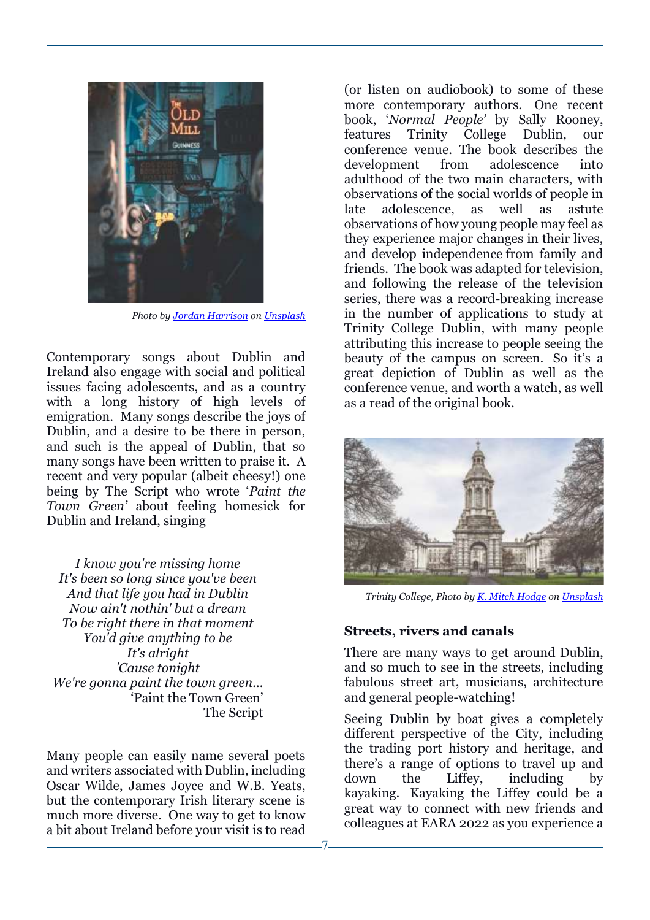Photo by Jordan Harrison on Unsplash

Contemporary songs about Dublin and Ireland also engage with social and political issues facing adolescents, and as a country with a long history of high levels of emigration. Many songs describe the joys of Dublin, and a desire to be there in person, and such is the appeal of Dublin, that so many songs have been written to praise it. A recent and very popular (albeit cheesy!) one being by The Script who wrote '*Paint the Town Green'* about feeling homesick for Dublin and Ireland, singing

*I know you're missing home*
*It's been so long since you've been*
*And that life you had in Dublin*
*Now ain't nothin' but a dream*
*To be right there in that moment*
*You'd give anything to be*
*It's alright*
*'Cause tonight*
*We're gonna paint the town green...*

'Paint the Town Green'
The Script

Many people can easily name several poets and writers associated with Dublin, including Oscar Wilde, James Joyce and W.B. Yeats, but the contemporary Irish literary scene is much more diverse. One way to get to know a bit about Ireland before your visit is to read (or listen on audiobook) to some of these more contemporary authors. One recent book, '*Normal People*' by Sally Rooney, features Trinity College Dublin, our conference venue. The book describes the development from adolescence into adulthood of the two main characters, with observations of the social worlds of people in late adolescence, as well as astute observations of how young people may feel as they experience major changes in their lives, and develop independence from family and friends. The book was adapted for television, and following the release of the television series, there was a record-breaking increase in the number of applications to study at Trinity College Dublin, with many people attributing this increase to people seeing the beauty of the campus on screen. So it's a great depiction of Dublin as well as the conference venue, and worth a watch, as well as a read of the original book.

*Trinity College, Photo by K. Mitch Hodge on Unsplash*

### Streets, rivers and canals

There are many ways to get around Dublin, and so much to see in the streets, including fabulous street art, musicians, architecture and general people-watching!

Seeing Dublin by boat gives a completely different perspective of the City, including the trading port history and heritage, and there's a range of options to travel up and down the Liffey, including by kayaking. Kayaking the Liffey could be a great way to connect with new friends and colleagues at EARA 2022 as you experience a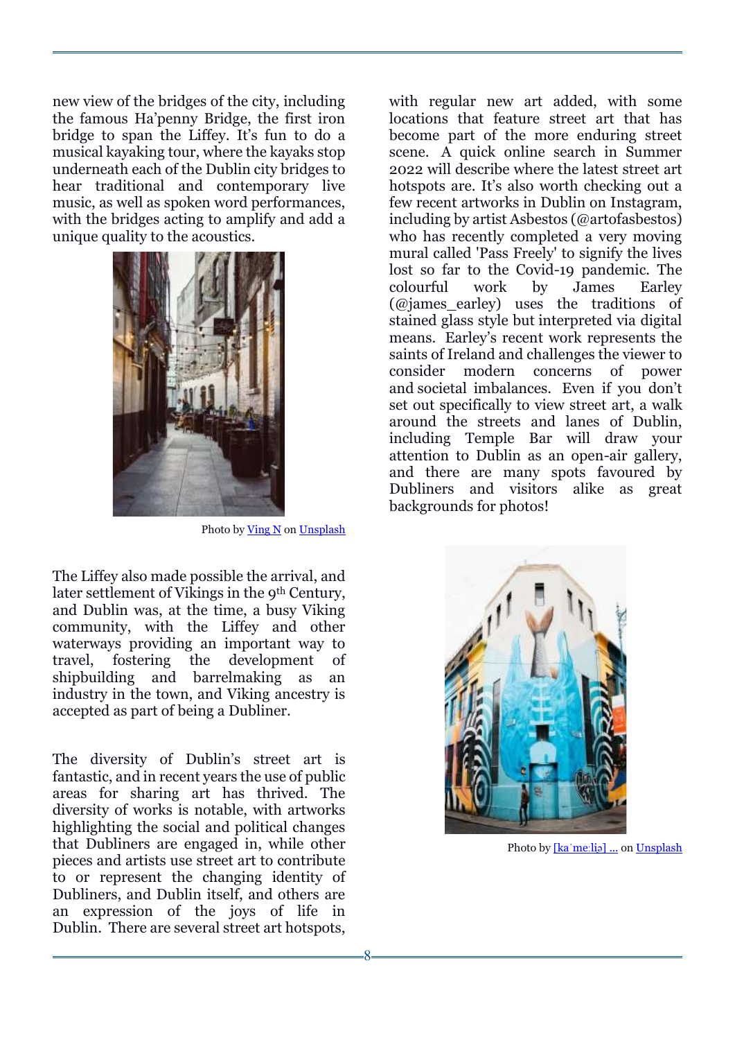new view of the bridges of the city, including the famous Ha'penny Bridge, the first iron bridge to span the Liffey. It's fun to do a musical kayaking tour, where the kayaks stop underneath each of the Dublin city bridges to hear traditional and contemporary live music, as well as spoken word performances, with the bridges acting to amplify and add a unique quality to the acoustics.

Photo by Ving N on Unsplash

The Liffey also made possible the arrival, and later settlement of Vikings in the 9th Century, and Dublin was, at the time, a busy Viking community, with the Liffey and other waterways providing an important way to travel, fostering the development of shipbuilding and barrelmaking as an industry in the town, and Viking ancestry is accepted as part of being a Dubliner.

The diversity of Dublin's street art is fantastic, and in recent years the use of public areas for sharing art has thrived. The diversity of works is notable, with artworks highlighting the social and political changes that Dubliners are engaged in, while other pieces and artists use street art to contribute to or represent the changing identity of Dubliners, and Dublin itself, and others are an expression of the joys of life in Dublin. There are several street art hotspots, with regular new art added, with some locations that feature street art that has become part of the more enduring street scene. A quick online search in Summer 2022 will describe where the latest street art hotspots are. It's also worth checking out a few recent artworks in Dublin on Instagram, including by artist Asbestos (@artofasbestos) who has recently completed a very moving mural called 'Pass Freely' to signify the lives lost so far to the Covid-19 pandemic. The colourful work by James Earley (@james_earley) uses the traditions of stained glass style but interpreted via digital means. Earley's recent work represents the saints of Ireland and challenges the viewer to consider modern concerns of power and societal imbalances. Even if you don't set out specifically to view street art, a walk around the streets and lanes of Dublin, including Temple Bar will draw your attention to Dublin as an open-air gallery, and there are many spots favoured by Dubliners and visitors alike as great backgrounds for photos!

Photo by [kaˈmeːliə] ... on Unsplash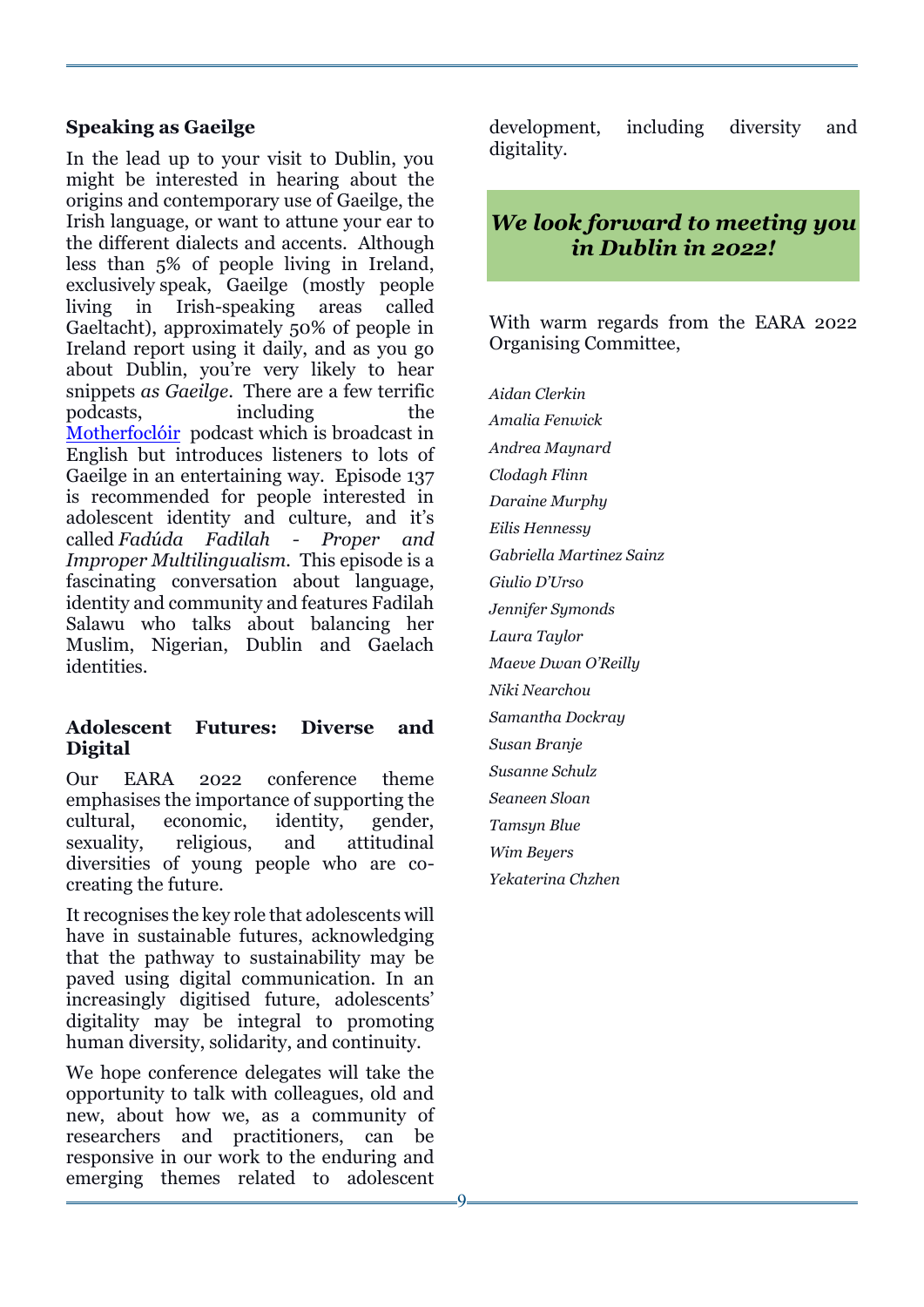### Speaking as Gaeilge

In the lead up to your visit to Dublin, you might be interested in hearing about the origins and contemporary use of Gaeilge, the Irish language, or want to attune your ear to the different dialects and accents. Although less than 5% of people living in Ireland, exclusively speak, Gaeilge (mostly people living in Irish-speaking areas called Gaeltacht), approximately 50% of people in Ireland report using it daily, and as you go about Dublin, you're very likely to hear snippets *as Gaeilge*. There are a few terrific podcasts, including the Motherfoclóir podcast which is broadcast in English but introduces listeners to lots of Gaeilge in an entertaining way. Episode 137 is recommended for people interested in adolescent identity and culture, and it's called *Fadúda Fadilah - Proper and Improper Multilingualism.* This episode is a fascinating conversation about language, identity and community and features Fadilah Salawu who talks about balancing her Muslim, Nigerian, Dublin and Gaelach identities.

### Adolescent Futures: Diverse and Digital

Our EARA 2022 conference theme emphasises the importance of supporting the cultural, economic, identity, gender, sexuality, religious, and attitudinal diversities of young people who are co-creating the future.

It recognises the key role that adolescents will have in sustainable futures, acknowledging that the pathway to sustainability may be paved using digital communication. In an increasingly digitised future, adolescents' digitality may be integral to promoting human diversity, solidarity, and continuity.

We hope conference delegates will take the opportunity to talk with colleagues, old and new, about how we, as a community of researchers and practitioners, can be responsive in our work to the enduring and emerging themes related to adolescent development, including diversity and digitality.

***We look forward to meeting you in Dublin in 2022!***

With warm regards from the EARA 2022 Organising Committee,

*Aidan Clerkin*
*Amalia Fenwick*
*Andrea Maynard*
*Clodagh Flinn*
*Daraine Murphy*
*Eilis Hennessy*
*Gabriella Martinez Sainz*
*Giulio D'Urso*
*Jennifer Symonds*
*Laura Taylor*
*Maeve Dwan O'Reilly*
*Niki Nearchou*
*Samantha Dockray*
*Susan Branje*
*Susanne Schulz*
*Seaneen Sloan*
*Tamsyn Blue*
*Wim Beyers*
*Yekaterina Chzhen*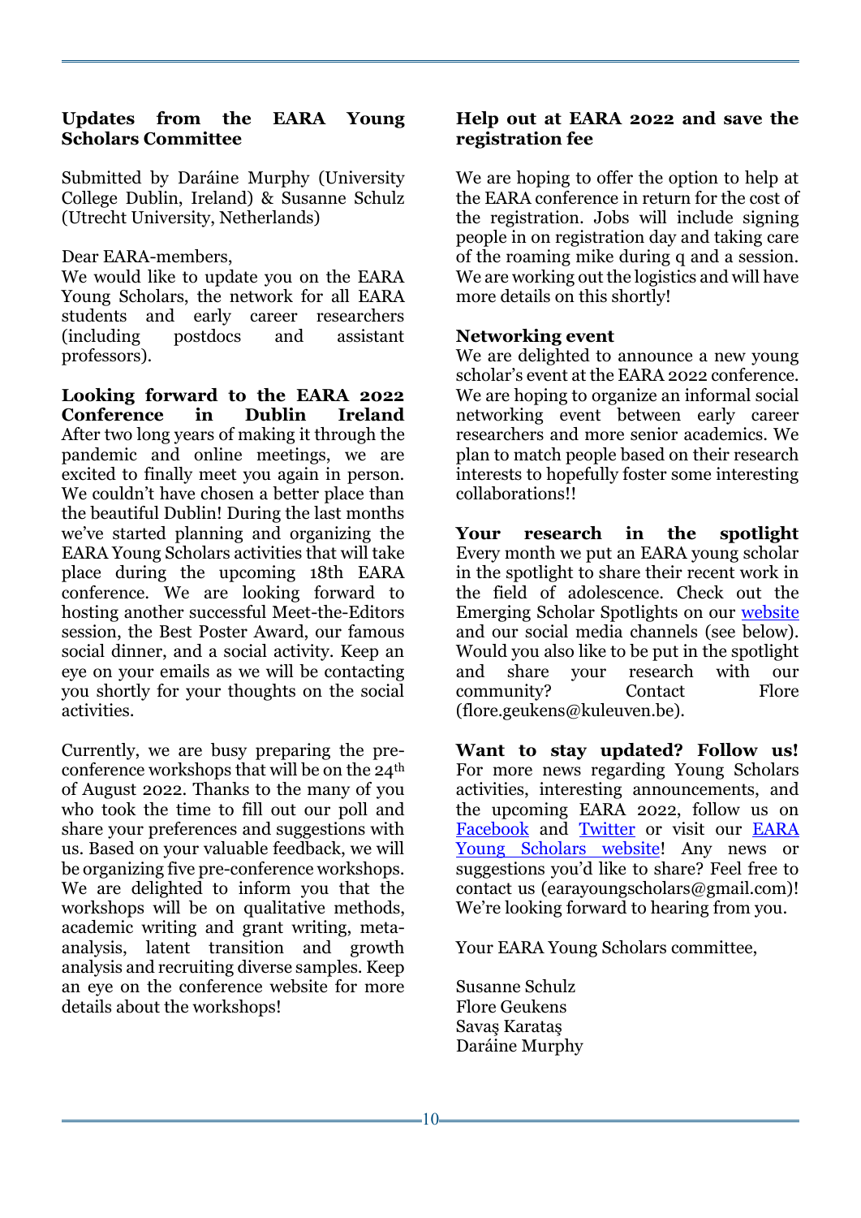## Updates from the EARA Young Scholars Committee

Submitted by Daráine Murphy (University College Dublin, Ireland) & Susanne Schulz (Utrecht University, Netherlands)

Dear EARA-members,
We would like to update you on the EARA Young Scholars, the network for all EARA students and early career researchers (including postdocs and assistant professors).

**Looking forward to the EARA 2022 Conference in Dublin Ireland**
After two long years of making it through the pandemic and online meetings, we are excited to finally meet you again in person. We couldn't have chosen a better place than the beautiful Dublin! During the last months we've started planning and organizing the EARA Young Scholars activities that will take place during the upcoming 18th EARA conference. We are looking forward to hosting another successful Meet-the-Editors session, the Best Poster Award, our famous social dinner, and a social activity. Keep an eye on your emails as we will be contacting you shortly for your thoughts on the social activities.

Currently, we are busy preparing the pre-conference workshops that will be on the 24th of August 2022. Thanks to the many of you who took the time to fill out our poll and share your preferences and suggestions with us. Based on your valuable feedback, we will be organizing five pre-conference workshops. We are delighted to inform you that the workshops will be on qualitative methods, academic writing and grant writing, meta-analysis, latent transition and growth analysis and recruiting diverse samples. Keep an eye on the conference website for more details about the workshops!

**Help out at EARA 2022 and save the registration fee**

We are hoping to offer the option to help at the EARA conference in return for the cost of the registration. Jobs will include signing people in on registration day and taking care of the roaming mike during q and a session. We are working out the logistics and will have more details on this shortly!

**Networking event**
We are delighted to announce a new young scholar's event at the EARA 2022 conference. We are hoping to organize an informal social networking event between early career researchers and more senior academics. We plan to match people based on their research interests to hopefully foster some interesting collaborations!!

**Your research in the spotlight**
Every month we put an EARA young scholar in the spotlight to share their recent work in the field of adolescence. Check out the Emerging Scholar Spotlights on our website and our social media channels (see below). Would you also like to be put in the spotlight and share your research with our community? Contact Flore (flore.geukens@kuleuven.be).

**Want to stay updated? Follow us!**
For more news regarding Young Scholars activities, interesting announcements, and the upcoming EARA 2022, follow us on Facebook and Twitter or visit our EARA Young Scholars website! Any news or suggestions you'd like to share? Feel free to contact us (earayoungscholars@gmail.com)! We're looking forward to hearing from you.

Your EARA Young Scholars committee,

Susanne Schulz
Flore Geukens
Savaş Karataş
Daráine Murphy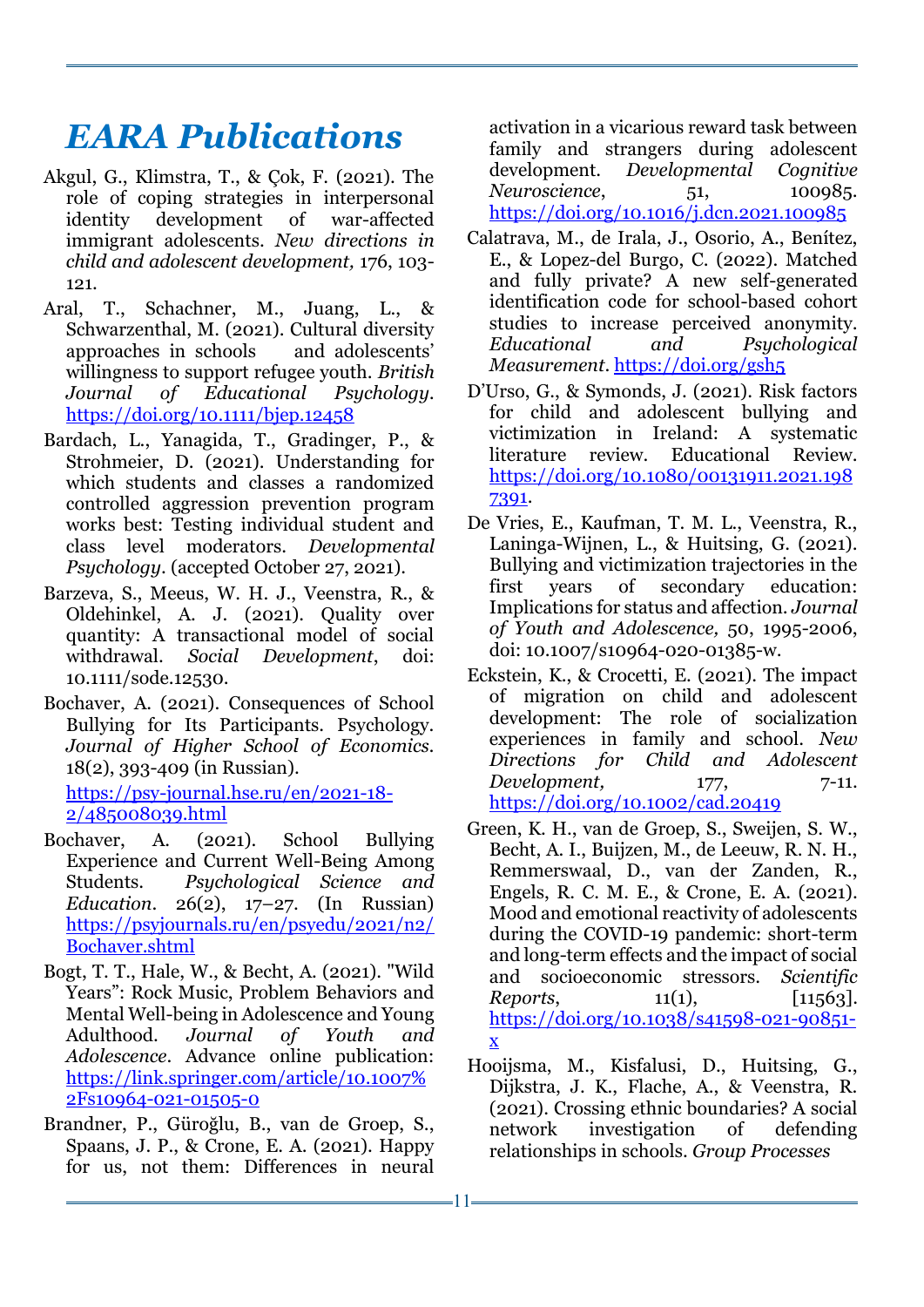# *EARA Publications*

Akgul, G., Klimstra, T., & Çok, F. (2021). The role of coping strategies in interpersonal identity development of war-affected immigrant adolescents. *New directions in child and adolescent development,* 176, 103-121.

Aral, T., Schachner, M., Juang, L., & Schwarzenthal, M. (2021). Cultural diversity approaches in schools and adolescents' willingness to support refugee youth. *British Journal of Educational Psychology*. https://doi.org/10.1111/bjep.12458

Bardach, L., Yanagida, T., Gradinger, P., & Strohmeier, D. (2021). Understanding for which students and classes a randomized controlled aggression prevention program works best: Testing individual student and class level moderators. *Developmental Psychology*. (accepted October 27, 2021).

Barzeva, S., Meeus, W. H. J., Veenstra, R., & Oldehinkel, A. J. (2021). Quality over quantity: A transactional model of social withdrawal. *Social Development*, doi: 10.1111/sode.12530.

Bochaver, A. (2021). Consequences of School Bullying for Its Participants. Psychology. *Journal of Higher School of Economics*. 18(2), 393-409 (in Russian).

https://psy-journal.hse.ru/en/2021-18-2/485008039.html

Bochaver, A. (2021). School Bullying Experience and Current Well-Being Among Students. *Psychological Science and Education*. 26(2), 17–27. (In Russian) https://psyjournals.ru/en/psyedu/2021/n2/Bochaver.shtml

Bogt, T. T., Hale, W., & Becht, A. (2021). "Wild Years": Rock Music, Problem Behaviors and Mental Well-being in Adolescence and Young Adulthood. *Journal of Youth and Adolescence*. Advance online publication: https://link.springer.com/article/10.1007%2Fs10964-021-01505-0

Brandner, P., Güroğlu, B., van de Groep, S., Spaans, J. P., & Crone, E. A. (2021). Happy for us, not them: Differences in neural activation in a vicarious reward task between family and strangers during adolescent development. *Developmental Cognitive Neuroscience*, 51, 100985. https://doi.org/10.1016/j.dcn.2021.100985

Calatrava, M., de Irala, J., Osorio, A., Benítez, E., & Lopez-del Burgo, C. (2022). Matched and fully private? A new self-generated identification code for school-based cohort studies to increase perceived anonymity. *Educational and Psychological Measurement*. https://doi.org/gsh5

D'Urso, G., & Symonds, J. (2021). Risk factors for child and adolescent bullying and victimization in Ireland: A systematic literature review. Educational Review. https://doi.org/10.1080/00131911.2021.1987391.

De Vries, E., Kaufman, T. M. L., Veenstra, R., Laninga-Wijnen, L., & Huitsing, G. (2021). Bullying and victimization trajectories in the first years of secondary education: Implications for status and affection. *Journal of Youth and Adolescence,* 50, 1995-2006, doi: 10.1007/s10964-020-01385-w.

Eckstein, K., & Crocetti, E. (2021). The impact of migration on child and adolescent development: The role of socialization experiences in family and school. *New Directions for Child and Adolescent Development,* 177, 7-11. https://doi.org/10.1002/cad.20419

Green, K. H., van de Groep, S., Sweijen, S. W., Becht, A. I., Buijzen, M., de Leeuw, R. N. H., Remmerswaal, D., van der Zanden, R., Engels, R. C. M. E., & Crone, E. A. (2021). Mood and emotional reactivity of adolescents during the COVID-19 pandemic: short-term and long-term effects and the impact of social and socioeconomic stressors. *Scientific Reports*, 11(1), [11563]. https://doi.org/10.1038/s41598-021-90851-x

Hooijsma, M., Kisfalusi, D., Huitsing, G., Dijkstra, J. K., Flache, A., & Veenstra, R. (2021). Crossing ethnic boundaries? A social network investigation of defending relationships in schools. *Group Processes*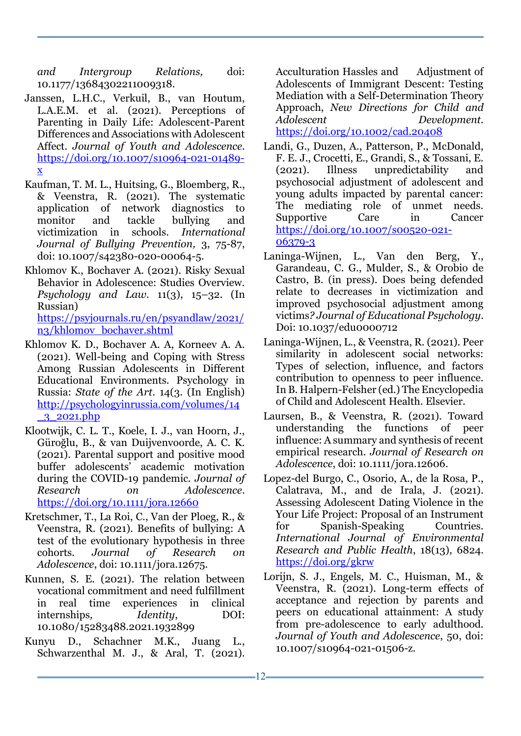*and Intergroup Relations,* doi: 10.1177/13684302211009318.

Janssen, L.H.C., Verkuil, B., van Houtum, L.A.E.M. et al. (2021). Perceptions of Parenting in Daily Life: Adolescent-Parent Differences and Associations with Adolescent Affect. *Journal of Youth and Adolescence*. https://doi.org/10.1007/s10964-021-01489-x

Kaufman, T. M. L., Huitsing, G., Bloemberg, R., & Veenstra, R. (2021). The systematic application of network diagnostics to monitor and tackle bullying and victimization in schools. *International Journal of Bullying Prevention,* 3, 75-87, doi: 10.1007/s42380-020-00064-5.

Khlomov K., Bochaver A. (2021). Risky Sexual Behavior in Adolescence: Studies Overview. *Psychology and Law*. 11(3), 15–32. (In Russian) https://psyjournals.ru/en/psyandlaw/2021/n3/khlomov_bochaver.shtml

Khlomov K. D., Bochaver A. A, Korneev A. A. (2021). Well-being and Coping with Stress Among Russian Adolescents in Different Educational Environments. Psychology in Russia: *State of the Art*. 14(3. (In English) http://psychologyinrussia.com/volumes/14_3_2021.php

Klootwijk, C. L. T., Koele, I. J., van Hoorn, J., Güroğlu, B., & van Duijvenvoorde, A. C. K. (2021). Parental support and positive mood buffer adolescents' academic motivation during the COVID-19 pandemic. *Journal of Research on Adolescence*. https://doi.org/10.1111/jora.12660

Kretschmer, T., La Roi, C., Van der Ploeg, R., & Veenstra, R. (2021). Benefits of bullying: A test of the evolutionary hypothesis in three cohorts. *Journal of Research on Adolescence*, doi: 10.1111/jora.12675.

Kunnen, S. E. (2021). The relation between vocational commitment and need fulfillment in real time experiences in clinical internships, *Identity*, DOI: 10.1080/15283488.2021.1932899

Kunyu D., Schachner M.K., Juang L., Schwarzenthal M. J., & Aral, T. (2021). Acculturation Hassles and Adjustment of Adolescents of Immigrant Descent: Testing Mediation with a Self-Determination Theory Approach, *New Directions for Child and Adolescent Development*. https://doi.org/10.1002/cad.20408

Landi, G., Duzen, A., Patterson, P., McDonald, F. E. J., Crocetti, E., Grandi, S., & Tossani, E. (2021). Illness unpredictability and psychosocial adjustment of adolescent and young adults impacted by parental cancer: The mediating role of unmet needs. Supportive Care in Cancer https://doi.org/10.1007/s00520-021-06379-3

Laninga-Wijnen, L., Van den Berg, Y., Garandeau, C. G., Mulder, S., & Orobio de Castro, B. (in press). Does being defended relate to decreases in victimization and improved psychosocial adjustment among victims*? Journal of Educational Psychology*. Doi: 10.1037/edu0000712

Laninga-Wijnen, L., & Veenstra, R. (2021). Peer similarity in adolescent social networks: Types of selection, influence, and factors contribution to openness to peer influence. In B. Halpern-Felsher (ed.) The Encyclopedia of Child and Adolescent Health. Elsevier.

Laursen, B., & Veenstra, R. (2021). Toward understanding the functions of peer influence: A summary and synthesis of recent empirical research. *Journal of Research on Adolescence*, doi: 10.1111/jora.12606.

Lopez-del Burgo, C., Osorio, A., de la Rosa, P., Calatrava, M., and de Irala, J. (2021). Assessing Adolescent Dating Violence in the Your Life Project: Proposal of an Instrument for Spanish-Speaking Countries. *International Journal of Environmental Research and Public Health*, 18(13), 6824. https://doi.org/gkrw

Lorijn, S. J., Engels, M. C., Huisman, M., & Veenstra, R. (2021). Long-term effects of acceptance and rejection by parents and peers on educational attainment: A study from pre-adolescence to early adulthood. *Journal of Youth and Adolescence*, 50, doi: 10.1007/s10964-021-01506-z.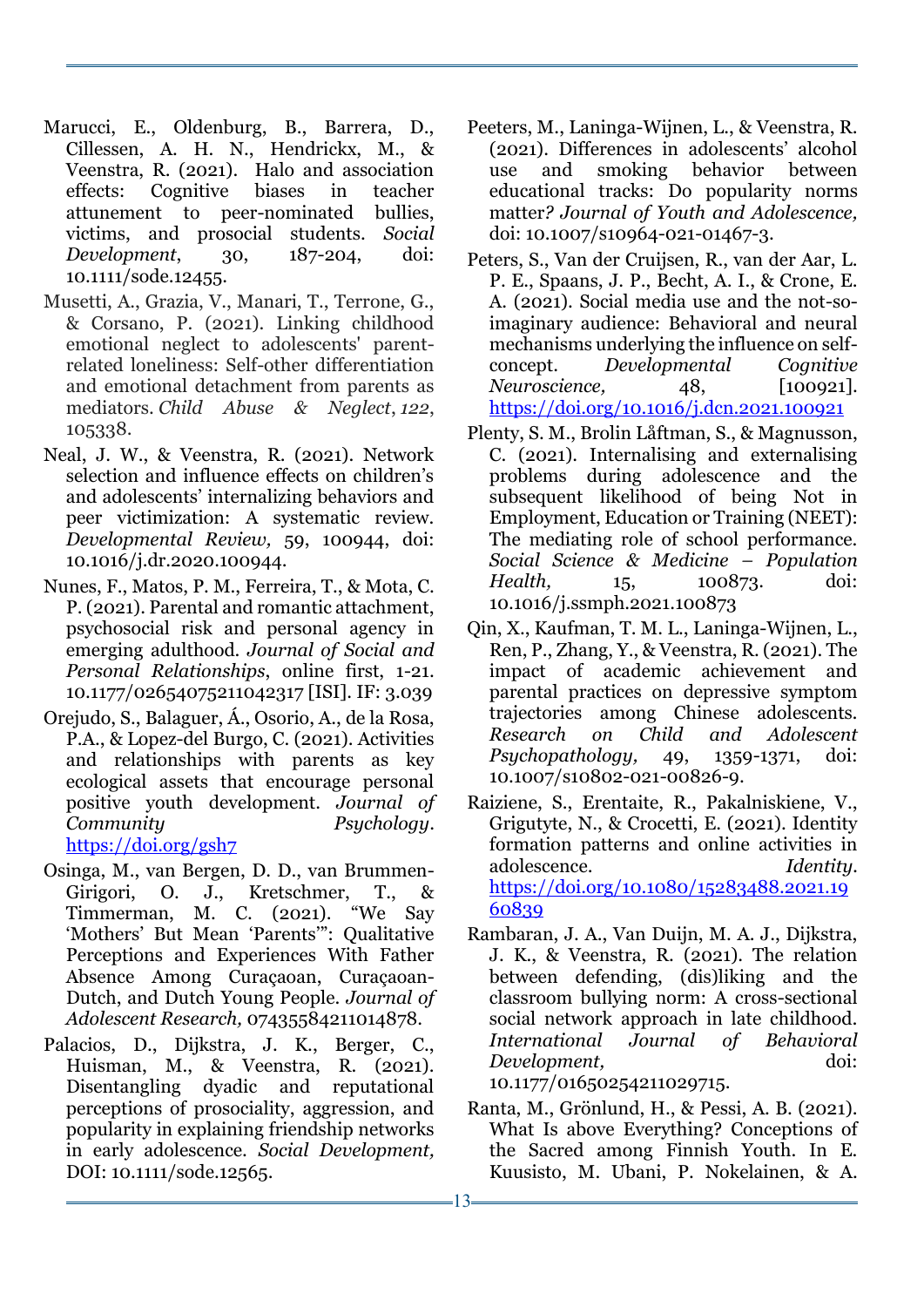Marucci, E., Oldenburg, B., Barrera, D., Cillessen, A. H. N., Hendrickx, M., & Veenstra, R. (2021). Halo and association effects: Cognitive biases in teacher attunement to peer-nominated bullies, victims, and prosocial students. *Social Development*, 30, 187-204, doi: 10.1111/sode.12455.

Musetti, A., Grazia, V., Manari, T., Terrone, G., & Corsano, P. (2021). Linking childhood emotional neglect to adolescents' parent-related loneliness: Self-other differentiation and emotional detachment from parents as mediators. *Child Abuse & Neglect*, *122*, 105338.

Neal, J. W., & Veenstra, R. (2021). Network selection and influence effects on children's and adolescents' internalizing behaviors and peer victimization: A systematic review. *Developmental Review,* 59, 100944, doi: 10.1016/j.dr.2020.100944.

Nunes, F., Matos, P. M., Ferreira, T., & Mota, C. P. (2021). Parental and romantic attachment, psychosocial risk and personal agency in emerging adulthood. *Journal of Social and Personal Relationships*, online first, 1-21. 10.1177/02654075211042317 [ISI]. IF: 3.039

Orejudo, S., Balaguer, Á., Osorio, A., de la Rosa, P.A., & Lopez-del Burgo, C. (2021). Activities and relationships with parents as key ecological assets that encourage personal positive youth development. *Journal of Community Psychology*. https://doi.org/gsh7

Osinga, M., van Bergen, D. D., van Brummen-Girigori, O. J., Kretschmer, T., & Timmerman, M. C. (2021). "We Say 'Mothers' But Mean 'Parents'": Qualitative Perceptions and Experiences With Father Absence Among Curaçaoan, Curaçaoan-Dutch, and Dutch Young People. *Journal of Adolescent Research,* 07435584211014878.

Palacios, D., Dijkstra, J. K., Berger, C., Huisman, M., & Veenstra, R. (2021). Disentangling dyadic and reputational perceptions of prosociality, aggression, and popularity in explaining friendship networks in early adolescence. *Social Development,* DOI: 10.1111/sode.12565.

Peeters, M., Laninga-Wijnen, L., & Veenstra, R. (2021). Differences in adolescents' alcohol use and smoking behavior between educational tracks: Do popularity norms matter? *Journal of Youth and Adolescence,* doi: 10.1007/s10964-021-01467-3.

Peters, S., Van der Cruijsen, R., van der Aar, L. P. E., Spaans, J. P., Becht, A. I., & Crone, E. A. (2021). Social media use and the not-so-imaginary audience: Behavioral and neural mechanisms underlying the influence on self-concept. *Developmental Cognitive Neuroscience,* 48, [100921]. https://doi.org/10.1016/j.dcn.2021.100921

Plenty, S. M., Brolin Låftman, S., & Magnusson, C. (2021). Internalising and externalising problems during adolescence and the subsequent likelihood of being Not in Employment, Education or Training (NEET): The mediating role of school performance. *Social Science & Medicine – Population Health,* 15, 100873. doi: 10.1016/j.ssmph.2021.100873

Qin, X., Kaufman, T. M. L., Laninga-Wijnen, L., Ren, P., Zhang, Y., & Veenstra, R. (2021). The impact of academic achievement and parental practices on depressive symptom trajectories among Chinese adolescents. *Research on Child and Adolescent Psychopathology,* 49, 1359-1371, doi: 10.1007/s10802-021-00826-9.

Raiziene, S., Erentaite, R., Pakalniskiene, V., Grigutyte, N., & Crocetti, E. (2021). Identity formation patterns and online activities in adolescence. *Identity*. https://doi.org/10.1080/15283488.2021.1960839

Rambaran, J. A., Van Duijn, M. A. J., Dijkstra, J. K., & Veenstra, R. (2021). The relation between defending, (dis)liking and the classroom bullying norm: A cross-sectional social network approach in late childhood. *International Journal of Behavioral Development,* doi: 10.1177/01650254211029715.

Ranta, M., Grönlund, H., & Pessi, A. B. (2021). What Is above Everything? Conceptions of the Sacred among Finnish Youth. In E. Kuusisto, M. Ubani, P. Nokelainen, & A.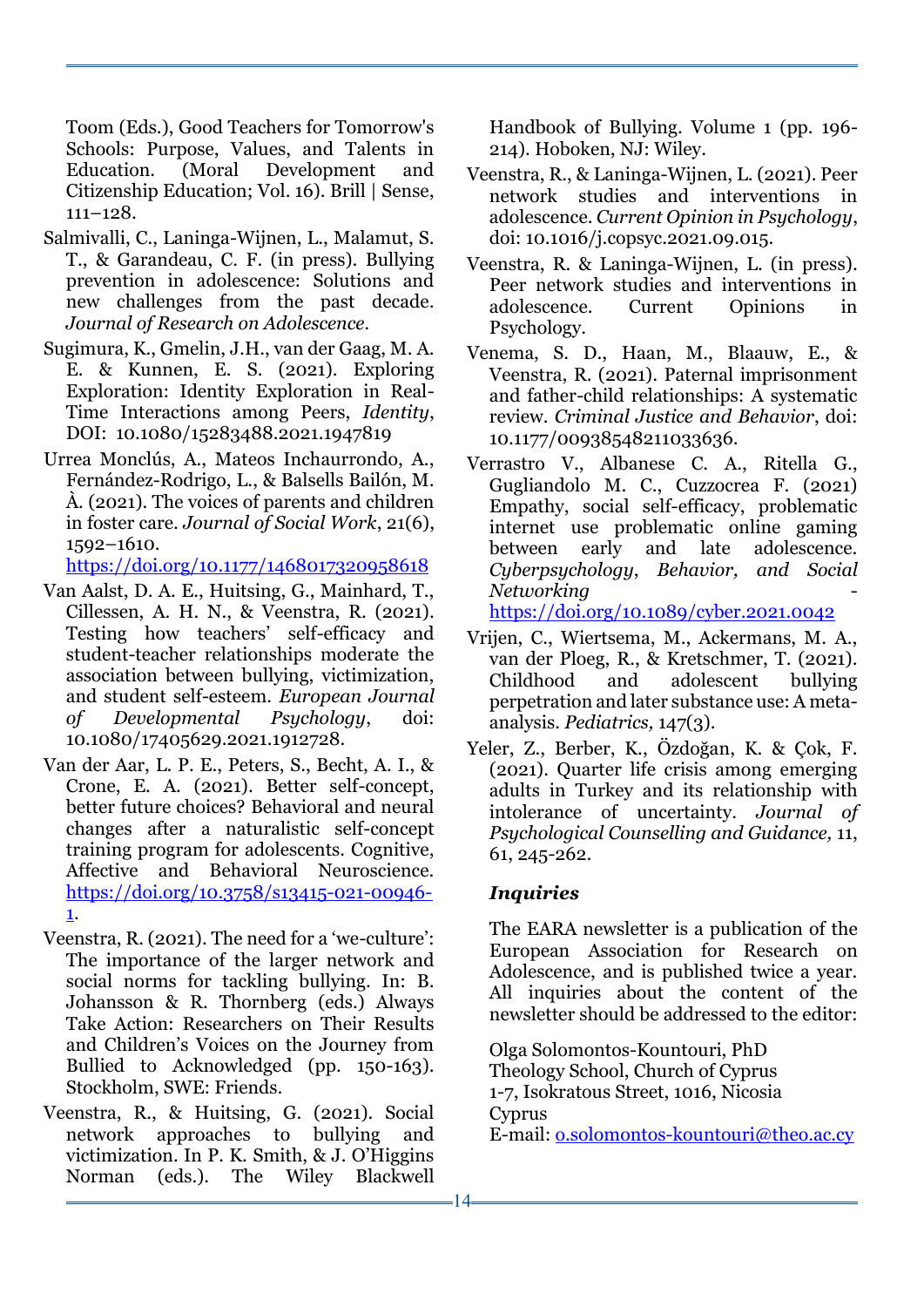Toom (Eds.), Good Teachers for Tomorrow's Schools: Purpose, Values, and Talents in Education. (Moral Development and Citizenship Education; Vol. 16). Brill | Sense, 111–128.

Salmivalli, C., Laninga-Wijnen, L., Malamut, S. T., & Garandeau, C. F. (in press). Bullying prevention in adolescence: Solutions and new challenges from the past decade. *Journal of Research on Adolescence*.

Sugimura, K., Gmelin, J.H., van der Gaag, M. A. E. & Kunnen, E. S. (2021). Exploring Exploration: Identity Exploration in Real-Time Interactions among Peers, *Identity*, DOI: 10.1080/15283488.2021.1947819

Urrea Monclús, A., Mateos Inchaurrondo, A., Fernández-Rodrigo, L., & Balsells Bailón, M. À. (2021). The voices of parents and children in foster care. *Journal of Social Work*, 21(6), 1592–1610. https://doi.org/10.1177/1468017320958618

Van Aalst, D. A. E., Huitsing, G., Mainhard, T., Cillessen, A. H. N., & Veenstra, R. (2021). Testing how teachers' self-efficacy and student-teacher relationships moderate the association between bullying, victimization, and student self-esteem. *European Journal of Developmental Psychology*, doi: 10.1080/17405629.2021.1912728.

Van der Aar, L. P. E., Peters, S., Becht, A. I., & Crone, E. A. (2021). Better self-concept, better future choices? Behavioral and neural changes after a naturalistic self-concept training program for adolescents. Cognitive, Affective and Behavioral Neuroscience. https://doi.org/10.3758/s13415-021-00946-1.

Veenstra, R. (2021). The need for a 'we-culture': The importance of the larger network and social norms for tackling bullying. In: B. Johansson & R. Thornberg (eds.) Always Take Action: Researchers on Their Results and Children's Voices on the Journey from Bullied to Acknowledged (pp. 150-163). Stockholm, SWE: Friends.

Veenstra, R., & Huitsing, G. (2021). Social network approaches to bullying and victimization. In P. K. Smith, & J. O'Higgins Norman (eds.). The Wiley Blackwell Handbook of Bullying. Volume 1 (pp. 196-214). Hoboken, NJ: Wiley.

Veenstra, R., & Laninga-Wijnen, L. (2021). Peer network studies and interventions in adolescence. *Current Opinion in Psychology*, doi: 10.1016/j.copsyc.2021.09.015.

Veenstra, R. & Laninga-Wijnen, L. (in press). Peer network studies and interventions in adolescence. Current Opinions in Psychology.

Venema, S. D., Haan, M., Blaauw, E., & Veenstra, R. (2021). Paternal imprisonment and father-child relationships: A systematic review. *Criminal Justice and Behavior*, doi: 10.1177/00938548211033636.

Verrastro V., Albanese C. A., Ritella G., Gugliandolo M. C., Cuzzocrea F. (2021) Empathy, social self-efficacy, problematic internet use problematic online gaming between early and late adolescence. *Cyberpsychology, Behavior, and Social Networking* - https://doi.org/10.1089/cyber.2021.0042

Vrijen, C., Wiertsema, M., Ackermans, M. A., van der Ploeg, R., & Kretschmer, T. (2021). Childhood and adolescent bullying perpetration and later substance use: A meta-analysis. *Pediatrics,* 147(3).

Yeler, Z., Berber, K., Özdoğan, K. & Çok, F. (2021). Quarter life crisis among emerging adults in Turkey and its relationship with intolerance of uncertainty. *Journal of Psychological Counselling and Guidance,* 11, 61, 245-262.

### *Inquiries*

The EARA newsletter is a publication of the European Association for Research on Adolescence, and is published twice a year. All inquiries about the content of the newsletter should be addressed to the editor:

Olga Solomontos-Kountouri, PhD
Theology School, Church of Cyprus
1-7, Isokratous Street, 1016, Nicosia
Cyprus
E-mail: o.solomontos-kountouri@theo.ac.cy